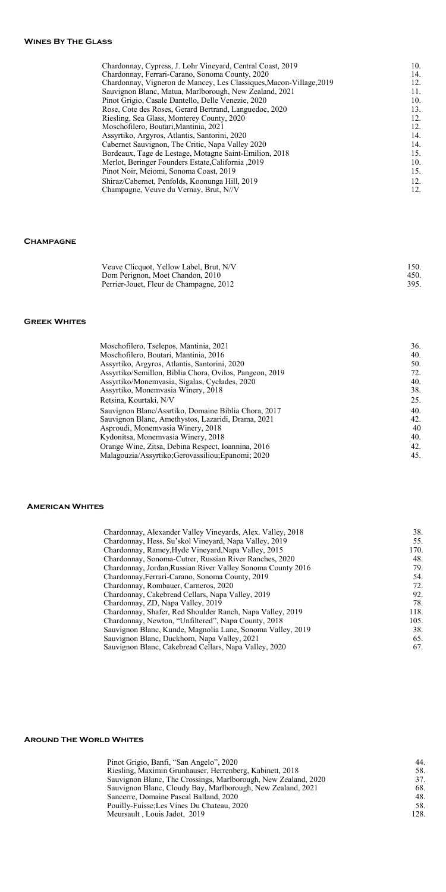## Wines By The Glass

| | |
|---|---|
| Chardonnay, Cypress, J. Lohr Vineyard, Central Coast, 2019 | 10. |
| Chardonnay, Ferrari-Carano, Sonoma County, 2020 | 14. |
| Chardonnay, Vigneron de Mancey, Les Classiques,Macon-Village,2019 | 12. |
| Sauvignon Blanc, Matua, Marlborough, New Zealand, 2021 | 11. |
| Pinot Grigio, Casale Dantello, Delle Venezie, 2020 | 10. |
| Rose, Cote des Roses, Gerard Bertrand, Languedoc, 2020 | 13. |
| Riesling, Sea Glass, Monterey County, 2020 | 12. |
| Moschofilero, Boutari,Mantinia, 2021 | 12. |
| Assyrtiko, Argyros, Atlantis, Santorini, 2020 | 14. |
| Cabernet Sauvignon, The Critic, Napa Valley 2020 | 14. |
| Bordeaux, Tage de Lestage, Motagne Saint-Emilion, 2018 | 15. |
| Merlot, Beringer Founders Estate,California ,2019 | 10. |
| Pinot Noir, Meiomi, Sonoma Coast, 2019 | 15. |
| Shiraz/Cabernet, Penfolds, Koonunga Hill, 2019 | 12. |
| Champagne, Veuve du Vernay, Brut, N//V | 12. |

## Champagne

| | |
|---|---|
| Veuve Clicquot, Yellow Label, Brut, N/V | 150. |
| Dom Perignon, Moet Chandon, 2010 | 450. |
| Perrier-Jouet, Fleur de Champagne, 2012 | 395. |

## Greek Whites

| | |
|---|---|
| Moschofilero, Tselepos, Mantinia, 2021 | 36. |
| Moschofilero, Boutari, Mantinia, 2016 | 40. |
| Assyrtiko, Argyros, Atlantis, Santorini, 2020 | 50. |
| Assyrtiko/Semillon, Biblia Chora, Ovilos, Pangeon, 2019 | 72. |
| Assyrtiko/Monemvasia, Sigalas, Cyclades, 2020 | 40. |
| Assyrtiko, Monemvasia Winery, 2018 | 38. |
| Retsina, Kourtaki, N/V | 25. |
| Sauvignon Blanc/Assrtiko, Domaine Biblia Chora, 2017 | 40. |
| Sauvignon Blanc, Amethystos, Lazaridi, Drama, 2021 | 42. |
| Asproudi, Monemvasia Winery, 2018 | 40 |
| Kydonitsa, Monemvasia Winery, 2018 | 40. |
| Orange Wine, Zitsa, Debina Respect, Ioannina, 2016 | 42. |
| Malagouzia/Assyrtiko;Gerovassiliou;Epanomi; 2020 | 45. |

## American Whites

| | |
|---|---|
| Chardonnay, Alexander Valley Vineyards, Alex. Valley, 2018 | 38. |
| Chardonnay, Hess, Su'skol Vineyard, Napa Valley, 2019 | 55. |
| Chardonnay, Ramey,Hyde Vineyard,Napa Valley, 2015 | 170. |
| Chardonnay, Sonoma-Cutrer, Russian River Ranches, 2020 | 48. |
| Chardonnay, Jordan,Russian River Valley Sonoma County 2016 | 79. |
| Chardonnay,Ferrari-Carano, Sonoma County, 2019 | 54. |
| Chardonnay, Rombauer, Carneros, 2020 | 72. |
| Chardonnay, Cakebread Cellars, Napa Valley, 2019 | 92. |
| Chardonnay, ZD, Napa Valley, 2019 | 78. |
| Chardonnay, Shafer, Red Shoulder Ranch, Napa Valley, 2019 | 118. |
| Chardonnay, Newton, "Unfiltered", Napa County, 2018 | 105. |
| Sauvignon Blanc, Kunde, Magnolia Lane, Sonoma Valley, 2019 | 38. |
| Sauvignon Blanc, Duckhorn, Napa Valley, 2021 | 65. |
| Sauvignon Blanc, Cakebread Cellars, Napa Valley, 2020 | 67. |

## Around The World Whites

| | |
|---|---|
| Pinot Grigio, Banfi, "San Angelo", 2020 | 44. |
| Riesling, Maximin Grunhauser, Herrenberg, Kabinett, 2018 | 58. |
| Sauvignon Blanc, The Crossings, Marlborough, New Zealand, 2020 | 37. |
| Sauvignon Blanc, Cloudy Bay, Marlborough, New Zealand, 2021 | 68. |
| Sancerre, Domaine Pascal Balland, 2020 | 48. |
| Pouilly-Fuisse;Les Vines Du Chateau, 2020 | 58. |
| Meursault , Louis Jadot, 2019 | 128. |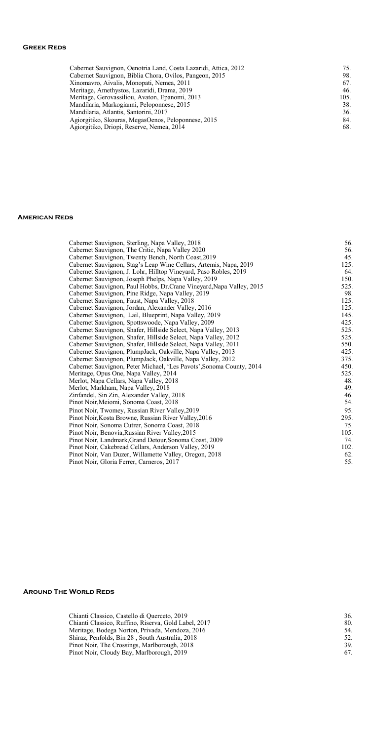## Greek Reds

| | |
|---|---|
| Cabernet Sauvignon, Oenotria Land, Costa Lazaridi, Attica, 2012 | 75. |
| Cabernet Sauvignon, Biblia Chora, Ovilos, Pangeon, 2015 | 98. |
| Xinomavro, Aivalis, Monopati, Nemea, 2011 | 67. |
| Meritage, Amethystos, Lazaridi, Drama, 2019 | 46. |
| Meritage, Gerovassiliou, Avaton, Epanomi, 2013 | 105. |
| Mandilaria, Markogianni, Peloponnese, 2015 | 38. |
| Mandilaria, Atlantis, Santorini, 2017 | 36. |
| Agiorgitiko, Skouras, MegasOenos, Peloponnese, 2015 | 84. |
| Agiorgitiko, Driopi, Reserve, Nemea, 2014 | 68. |

## American Reds

| | |
|---|---|
| Cabernet Sauvignon, Sterling, Napa Valley, 2018 | 56. |
| Cabernet Sauvignon, The Critic, Napa Valley 2020 | 56. |
| Cabernet Sauvignon, Twenty Bench, North Coast,2019 | 45. |
| Cabernet Sauvignon, Stag's Leap Wine Cellars, Artemis, Napa, 2019 | 125. |
| Cabernet Sauvignon, J. Lohr, Hilltop Vineyard, Paso Robles, 2019 | 64. |
| Cabernet Sauvignon, Joseph Phelps, Napa Valley, 2019 | 150. |
| Cabernet Sauvignon, Paul Hobbs, Dr.Crane Vineyard,Napa Valley, 2015 | 525. |
| Cabernet Sauvignon, Pine Ridge, Napa Valley, 2019 | 98. |
| Cabernet Sauvignon, Faust, Napa Valley, 2018 | 125. |
| Cabernet Sauvignon, Jordan, Alexander Valley, 2016 | 125. |
| Cabernet Sauvignon, Lail, Blueprint, Napa Valley, 2019 | 145. |
| Cabernet Sauvignon, Spottswoode, Napa Valley, 2009 | 425. |
| Cabernet Sauvignon, Shafer, Hillside Select, Napa Valley, 2013 | 525. |
| Cabernet Sauvignon, Shafer, Hillside Select, Napa Valley, 2012 | 525. |
| Cabernet Sauvignon, Shafer, Hillside Select, Napa Valley, 2011 | 550. |
| Cabernet Sauvignon, PlumpJack, Oakville, Napa Valley, 2013 | 425. |
| Cabernet Sauvignon, PlumpJack, Oakville, Napa Valley, 2012 | 375. |
| Cabernet Sauvignon, Peter Michael, 'Les Pavots',Sonoma County, 2014 | 450. |
| Meritage, Opus One, Napa Valley, 2014 | 525. |
| Merlot, Napa Cellars, Napa Valley, 2018 | 48. |
| Merlot, Markham, Napa Valley, 2018 | 49. |
| Zinfandel, Sin Zin, Alexander Valley, 2018 | 46. |
| Pinot Noir,Meiomi, Sonoma Coast, 2018 | 54. |
| Pinot Noir, Twomey, Russian River Valley,2019 | 95. |
| Pinot Noir,Kosta Browne, Russian River Valley,2016 | 295. |
| Pinot Noir, Sonoma Cutrer, Sonoma Coast, 2018 | 75. |
| Pinot Noir, Benovia,Russian River Valley,2015 | 105. |
| Pinot Noir, Landmark,Grand Detour,Sonoma Coast, 2009 | 74. |
| Pinot Noir, Cakebread Cellars, Anderson Valley, 2019 | 102. |
| Pinot Noir, Van Duzer, Willamette Valley, Oregon, 2018 | 62. |
| Pinot Noir, Gloria Ferrer, Carneros, 2017 | 55. |

## Around The World Reds

| | |
|---|---|
| Chianti Classico, Castello di Querceto, 2019 | 36. |
| Chianti Classico, Ruffino, Riserva, Gold Label, 2017 | 80. |
| Meritage, Bodega Norton, Privada, Mendoza, 2016 | 54. |
| Shiraz, Penfolds, Bin 28 , South Australia, 2018 | 52. |
| Pinot Noir, The Crossings, Marlborough, 2018 | 39. |
| Pinot Noir, Cloudy Bay, Marlborough, 2019 | 67. |